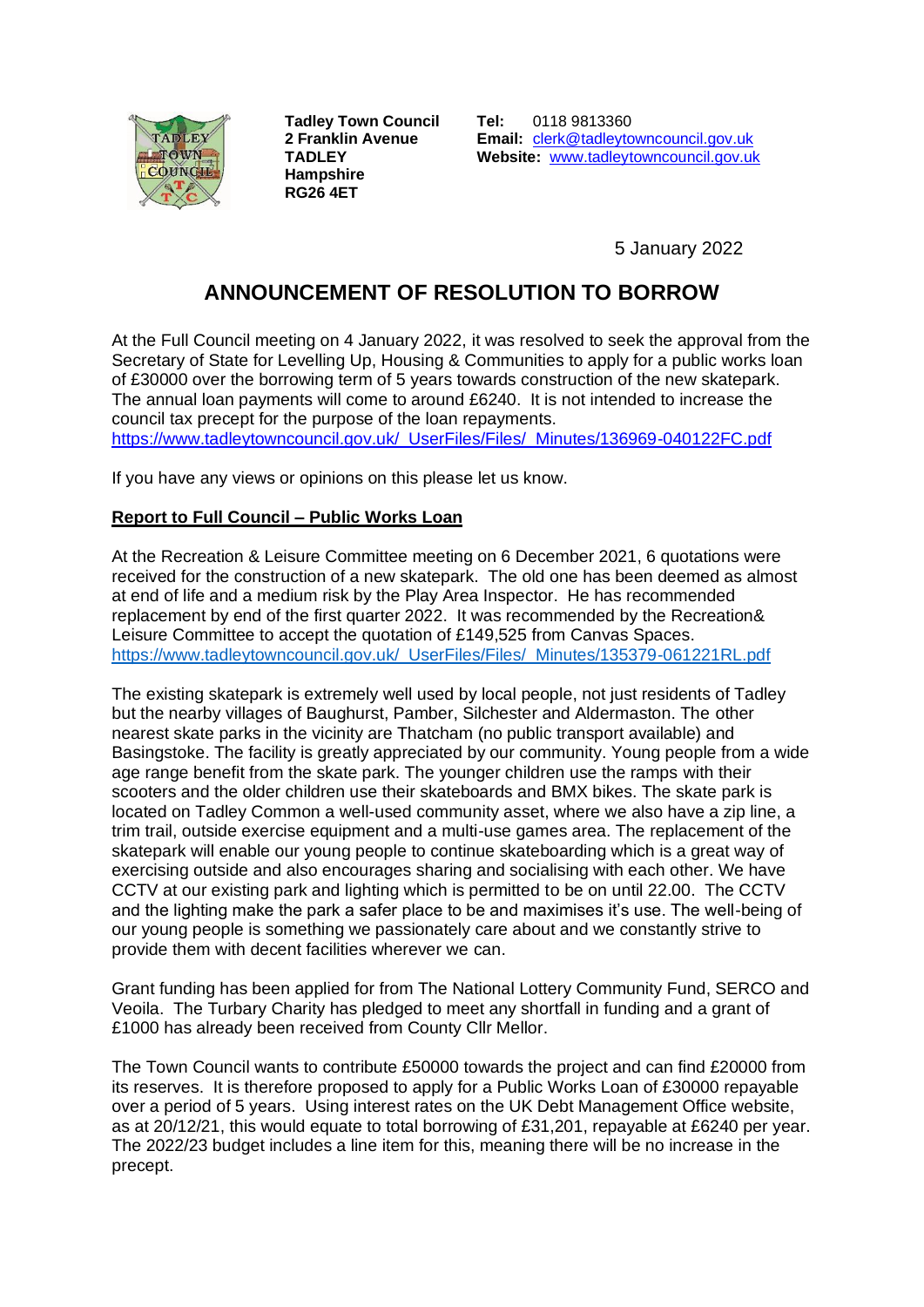**Tadley Town Council**
**2 Franklin Avenue**
**TADLEY**
**Hampshire**
**RG26 4ET**

**Tel:** 0118 9813360
**Email:** clerk@tadleytowncouncil.gov.uk
**Website:** www.tadleytowncouncil.gov.uk

5 January 2022

# ANNOUNCEMENT OF RESOLUTION TO BORROW

At the Full Council meeting on 4 January 2022, it was resolved to seek the approval from the Secretary of State for Levelling Up, Housing & Communities to apply for a public works loan of £30000 over the borrowing term of 5 years towards construction of the new skatepark. The annual loan payments will come to around £6240. It is not intended to increase the council tax precept for the purpose of the loan repayments.
https://www.tadleytowncouncil.gov.uk/_UserFiles/Files/_Minutes/136969-040122FC.pdf

If you have any views or opinions on this please let us know.

**Report to Full Council – Public Works Loan**

At the Recreation & Leisure Committee meeting on 6 December 2021, 6 quotations were received for the construction of a new skatepark. The old one has been deemed as almost at end of life and a medium risk by the Play Area Inspector. He has recommended replacement by end of the first quarter 2022. It was recommended by the Recreation& Leisure Committee to accept the quotation of £149,525 from Canvas Spaces.
https://www.tadleytowncouncil.gov.uk/_UserFiles/Files/_Minutes/135379-061221RL.pdf

The existing skatepark is extremely well used by local people, not just residents of Tadley but the nearby villages of Baughurst, Pamber, Silchester and Aldermaston. The other nearest skate parks in the vicinity are Thatcham (no public transport available) and Basingstoke. The facility is greatly appreciated by our community. Young people from a wide age range benefit from the skate park. The younger children use the ramps with their scooters and the older children use their skateboards and BMX bikes. The skate park is located on Tadley Common a well-used community asset, where we also have a zip line, a trim trail, outside exercise equipment and a multi-use games area. The replacement of the skatepark will enable our young people to continue skateboarding which is a great way of exercising outside and also encourages sharing and socialising with each other. We have CCTV at our existing park and lighting which is permitted to be on until 22.00. The CCTV and the lighting make the park a safer place to be and maximises it's use. The well-being of our young people is something we passionately care about and we constantly strive to provide them with decent facilities wherever we can.

Grant funding has been applied for from The National Lottery Community Fund, SERCO and Veoila. The Turbary Charity has pledged to meet any shortfall in funding and a grant of £1000 has already been received from County Cllr Mellor.

The Town Council wants to contribute £50000 towards the project and can find £20000 from its reserves. It is therefore proposed to apply for a Public Works Loan of £30000 repayable over a period of 5 years. Using interest rates on the UK Debt Management Office website, as at 20/12/21, this would equate to total borrowing of £31,201, repayable at £6240 per year. The 2022/23 budget includes a line item for this, meaning there will be no increase in the precept.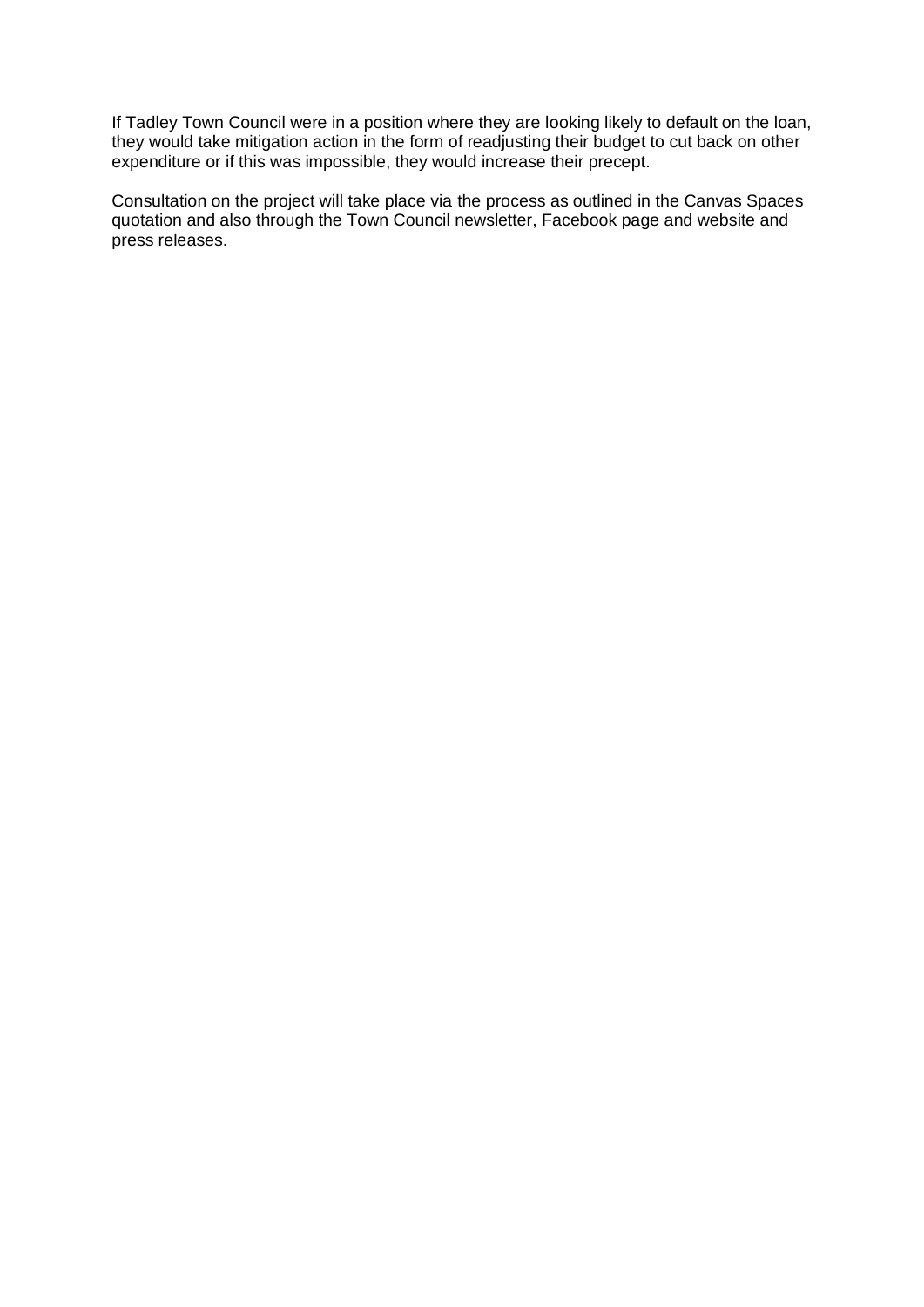If Tadley Town Council were in a position where they are looking likely to default on the loan, they would take mitigation action in the form of readjusting their budget to cut back on other expenditure or if this was impossible, they would increase their precept.

Consultation on the project will take place via the process as outlined in the Canvas Spaces quotation and also through the Town Council newsletter, Facebook page and website and press releases.